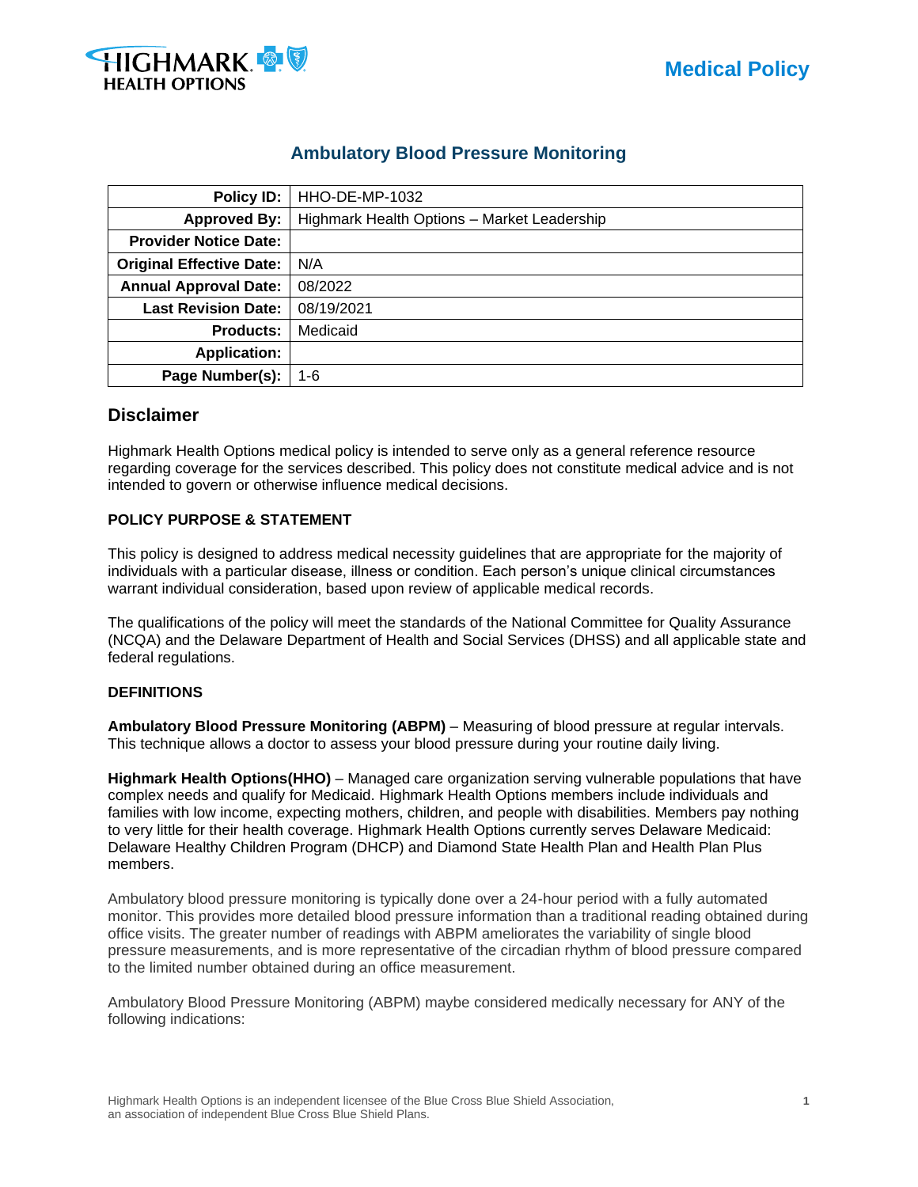Medical Policy

# Ambulatory Blood Pressure Monitoring

| | |
|---|---|
| **Policy ID:** | HHO-DE-MP-1032 |
| **Approved By:** | Highmark Health Options – Market Leadership |
| **Provider Notice Date:** | |
| **Original Effective Date:** | N/A |
| **Annual Approval Date:** | 08/2022 |
| **Last Revision Date:** | 08/19/2021 |
| **Products:** | Medicaid |
| **Application:** | |
| **Page Number(s):** | 1-6 |

## Disclaimer

Highmark Health Options medical policy is intended to serve only as a general reference resource regarding coverage for the services described. This policy does not constitute medical advice and is not intended to govern or otherwise influence medical decisions.

**POLICY PURPOSE & STATEMENT**

This policy is designed to address medical necessity guidelines that are appropriate for the majority of individuals with a particular disease, illness or condition. Each person's unique clinical circumstances warrant individual consideration, based upon review of applicable medical records.

The qualifications of the policy will meet the standards of the National Committee for Quality Assurance (NCQA) and the Delaware Department of Health and Social Services (DHSS) and all applicable state and federal regulations.

**DEFINITIONS**

**Ambulatory Blood Pressure Monitoring (ABPM)** – Measuring of blood pressure at regular intervals. This technique allows a doctor to assess your blood pressure during your routine daily living.

**Highmark Health Options(HHO)** – Managed care organization serving vulnerable populations that have complex needs and qualify for Medicaid. Highmark Health Options members include individuals and families with low income, expecting mothers, children, and people with disabilities. Members pay nothing to very little for their health coverage. Highmark Health Options currently serves Delaware Medicaid: Delaware Healthy Children Program (DHCP) and Diamond State Health Plan and Health Plan Plus members.

Ambulatory blood pressure monitoring is typically done over a 24-hour period with a fully automated monitor. This provides more detailed blood pressure information than a traditional reading obtained during office visits. The greater number of readings with ABPM ameliorates the variability of single blood pressure measurements, and is more representative of the circadian rhythm of blood pressure compared to the limited number obtained during an office measurement.

Ambulatory Blood Pressure Monitoring (ABPM) maybe considered medically necessary for ANY of the following indications:

Highmark Health Options is an independent licensee of the Blue Cross Blue Shield Association, an association of independent Blue Cross Blue Shield Plans.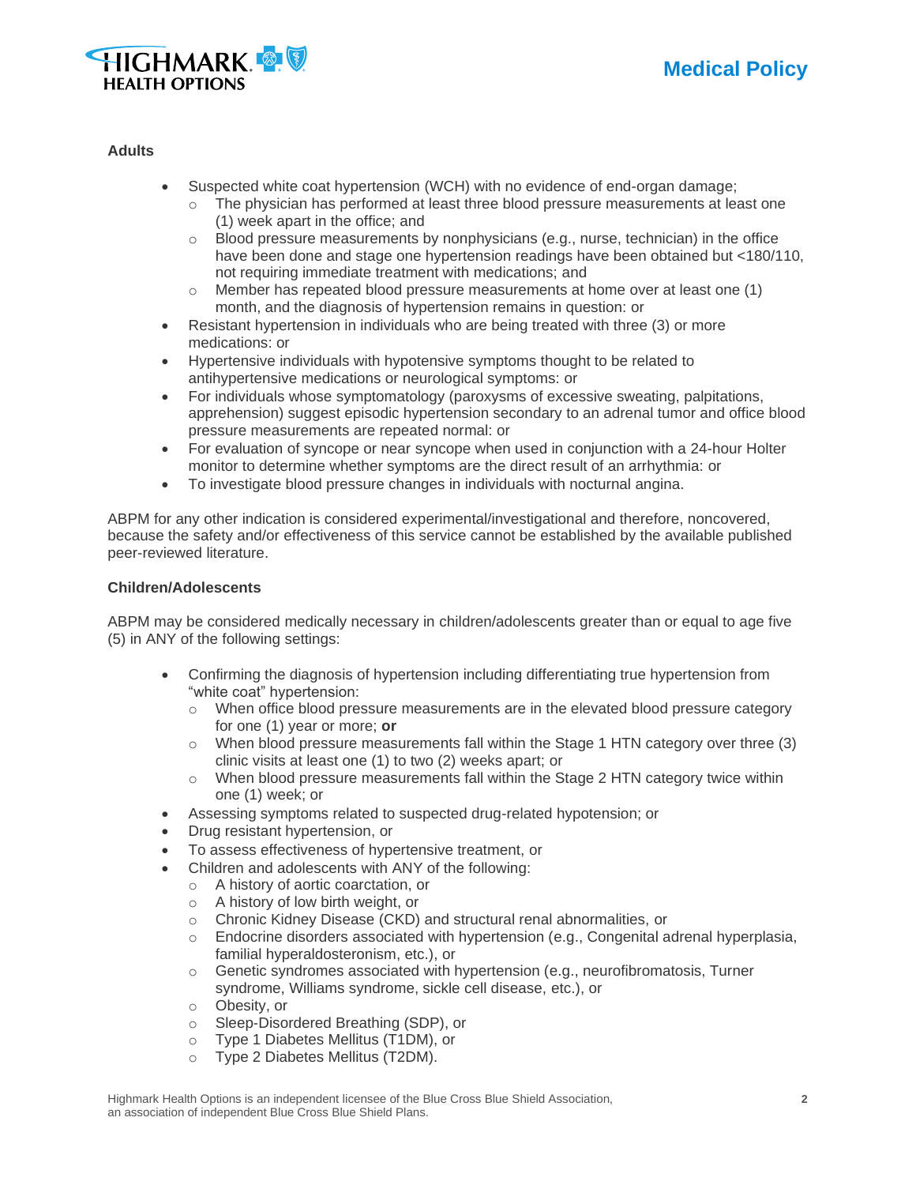**Adults**

- Suspected white coat hypertension (WCH) with no evidence of end-organ damage;
  - The physician has performed at least three blood pressure measurements at least one (1) week apart in the office; and
  - Blood pressure measurements by nonphysicians (e.g., nurse, technician) in the office have been done and stage one hypertension readings have been obtained but <180/110, not requiring immediate treatment with medications; and
  - Member has repeated blood pressure measurements at home over at least one (1) month, and the diagnosis of hypertension remains in question: or
- Resistant hypertension in individuals who are being treated with three (3) or more medications: or
- Hypertensive individuals with hypotensive symptoms thought to be related to antihypertensive medications or neurological symptoms: or
- For individuals whose symptomatology (paroxysms of excessive sweating, palpitations, apprehension) suggest episodic hypertension secondary to an adrenal tumor and office blood pressure measurements are repeated normal: or
- For evaluation of syncope or near syncope when used in conjunction with a 24-hour Holter monitor to determine whether symptoms are the direct result of an arrhythmia: or
- To investigate blood pressure changes in individuals with nocturnal angina.

ABPM for any other indication is considered experimental/investigational and therefore, noncovered, because the safety and/or effectiveness of this service cannot be established by the available published peer-reviewed literature.

**Children/Adolescents**

ABPM may be considered medically necessary in children/adolescents greater than or equal to age five (5) in ANY of the following settings:

- Confirming the diagnosis of hypertension including differentiating true hypertension from "white coat" hypertension:
  - When office blood pressure measurements are in the elevated blood pressure category for one (1) year or more; **or**
  - When blood pressure measurements fall within the Stage 1 HTN category over three (3) clinic visits at least one (1) to two (2) weeks apart; or
  - When blood pressure measurements fall within the Stage 2 HTN category twice within one (1) week; or
- Assessing symptoms related to suspected drug-related hypotension; or
- Drug resistant hypertension, or
- To assess effectiveness of hypertensive treatment, or
- Children and adolescents with ANY of the following:
  - A history of aortic coarctation, or
  - A history of low birth weight, or
  - Chronic Kidney Disease (CKD) and structural renal abnormalities, or
  - Endocrine disorders associated with hypertension (e.g., Congenital adrenal hyperplasia, familial hyperaldosteronism, etc.), or
  - Genetic syndromes associated with hypertension (e.g., neurofibromatosis, Turner syndrome, Williams syndrome, sickle cell disease, etc.), or
  - Obesity, or
  - Sleep-Disordered Breathing (SDP), or
  - Type 1 Diabetes Mellitus (T1DM), or
  - Type 2 Diabetes Mellitus (T2DM).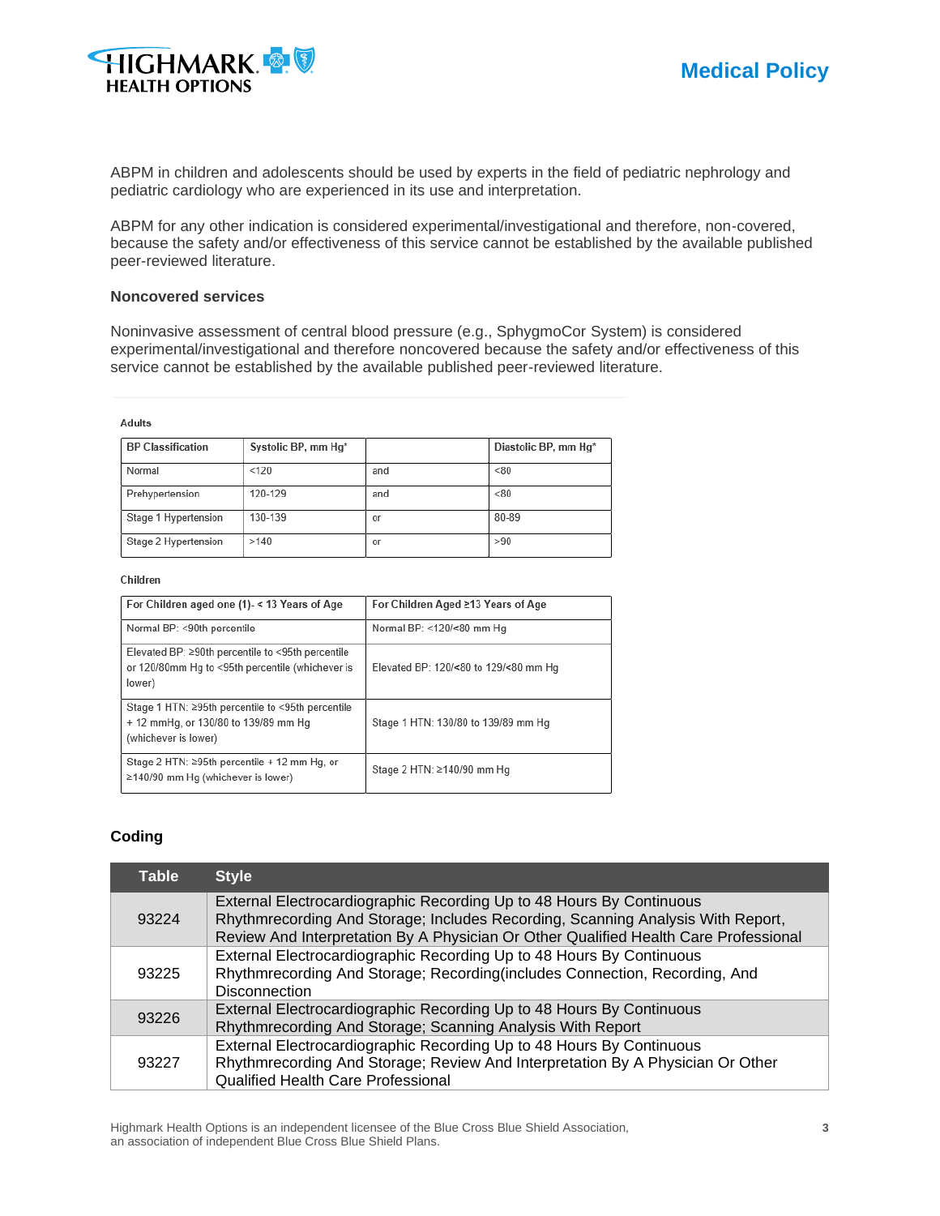ABPM in children and adolescents should be used by experts in the field of pediatric nephrology and pediatric cardiology who are experienced in its use and interpretation.

ABPM for any other indication is considered experimental/investigational and therefore, non-covered, because the safety and/or effectiveness of this service cannot be established by the available published peer-reviewed literature.

### Noncovered services

Noninvasive assessment of central blood pressure (e.g., SphygmoCor System) is considered experimental/investigational and therefore noncovered because the safety and/or effectiveness of this service cannot be established by the available published peer-reviewed literature.

**Adults**

| BP Classification | Systolic BP, mm Hg* | | Diastolic BP, mm Hg* |
|---|---|---|---|
| Normal | <120 | and | <80 |
| Prehypertension | 120-129 | and | <80 |
| Stage 1 Hypertension | 130-139 | or | 80-89 |
| Stage 2 Hypertension | >140 | or | >90 |

**Children**

| For Children aged one (1)- < 13 Years of Age | For Children Aged ≥13 Years of Age |
|---|---|
| Normal BP: <90th percentile | Normal BP: <120/<80 mm Hg |
| Elevated BP: ≥90th percentile to <95th percentile or 120/80mm Hg to <95th percentile (whichever is lower) | Elevated BP: 120/<80 to 129/<80 mm Hg |
| Stage 1 HTN: ≥95th percentile to <95th percentile + 12 mmHg, or 130/80 to 139/89 mm Hg (whichever is lower) | Stage 1 HTN: 130/80 to 139/89 mm Hg |
| Stage 2 HTN: ≥95th percentile + 12 mm Hg, or ≥140/90 mm Hg (whichever is lower) | Stage 2 HTN: ≥140/90 mm Hg |

### Coding

| Table | Style |
|---|---|
| 93224 | External Electrocardiographic Recording Up to 48 Hours By Continuous Rhythmrecording And Storage; Includes Recording, Scanning Analysis With Report, Review And Interpretation By A Physician Or Other Qualified Health Care Professional |
| 93225 | External Electrocardiographic Recording Up to 48 Hours By Continuous Rhythmrecording And Storage; Recording(includes Connection, Recording, And Disconnection |
| 93226 | External Electrocardiographic Recording Up to 48 Hours By Continuous Rhythmrecording And Storage; Scanning Analysis With Report |
| 93227 | External Electrocardiographic Recording Up to 48 Hours By Continuous Rhythmrecording And Storage; Review And Interpretation By A Physician Or Other Qualified Health Care Professional |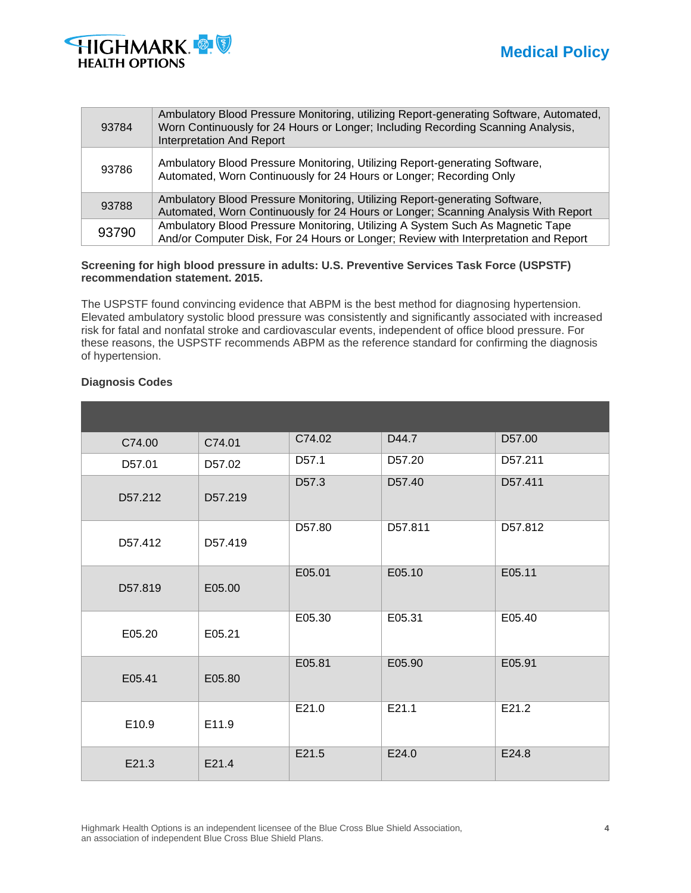| | |
|---|---|
| 93784 | Ambulatory Blood Pressure Monitoring, utilizing Report-generating Software, Automated, Worn Continuously for 24 Hours or Longer; Including Recording Scanning Analysis, Interpretation And Report |
| 93786 | Ambulatory Blood Pressure Monitoring, Utilizing Report-generating Software, Automated, Worn Continuously for 24 Hours or Longer; Recording Only |
| 93788 | Ambulatory Blood Pressure Monitoring, Utilizing Report-generating Software, Automated, Worn Continuously for 24 Hours or Longer; Scanning Analysis With Report |
| 93790 | Ambulatory Blood Pressure Monitoring, Utilizing A System Such As Magnetic Tape And/or Computer Disk, For 24 Hours or Longer; Review with Interpretation and Report |

**Screening for high blood pressure in adults: U.S. Preventive Services Task Force (USPSTF) recommendation statement. 2015.**

The USPSTF found convincing evidence that ABPM is the best method for diagnosing hypertension. Elevated ambulatory systolic blood pressure was consistently and significantly associated with increased risk for fatal and nonfatal stroke and cardiovascular events, independent of office blood pressure. For these reasons, the USPSTF recommends ABPM as the reference standard for confirming the diagnosis of hypertension.

**Diagnosis Codes**

| | | | | |
|---|---|---|---|---|
| C74.00 | C74.01 | C74.02 | D44.7 | D57.00 |
| D57.01 | D57.02 | D57.1 | D57.20 | D57.211 |
| D57.212 | D57.219 | D57.3 | D57.40 | D57.411 |
| D57.412 | D57.419 | D57.80 | D57.811 | D57.812 |
| D57.819 | E05.00 | E05.01 | E05.10 | E05.11 |
| E05.20 | E05.21 | E05.30 | E05.31 | E05.40 |
| E05.41 | E05.80 | E05.81 | E05.90 | E05.91 |
| E10.9 | E11.9 | E21.0 | E21.1 | E21.2 |
| E21.3 | E21.4 | E21.5 | E24.0 | E24.8 |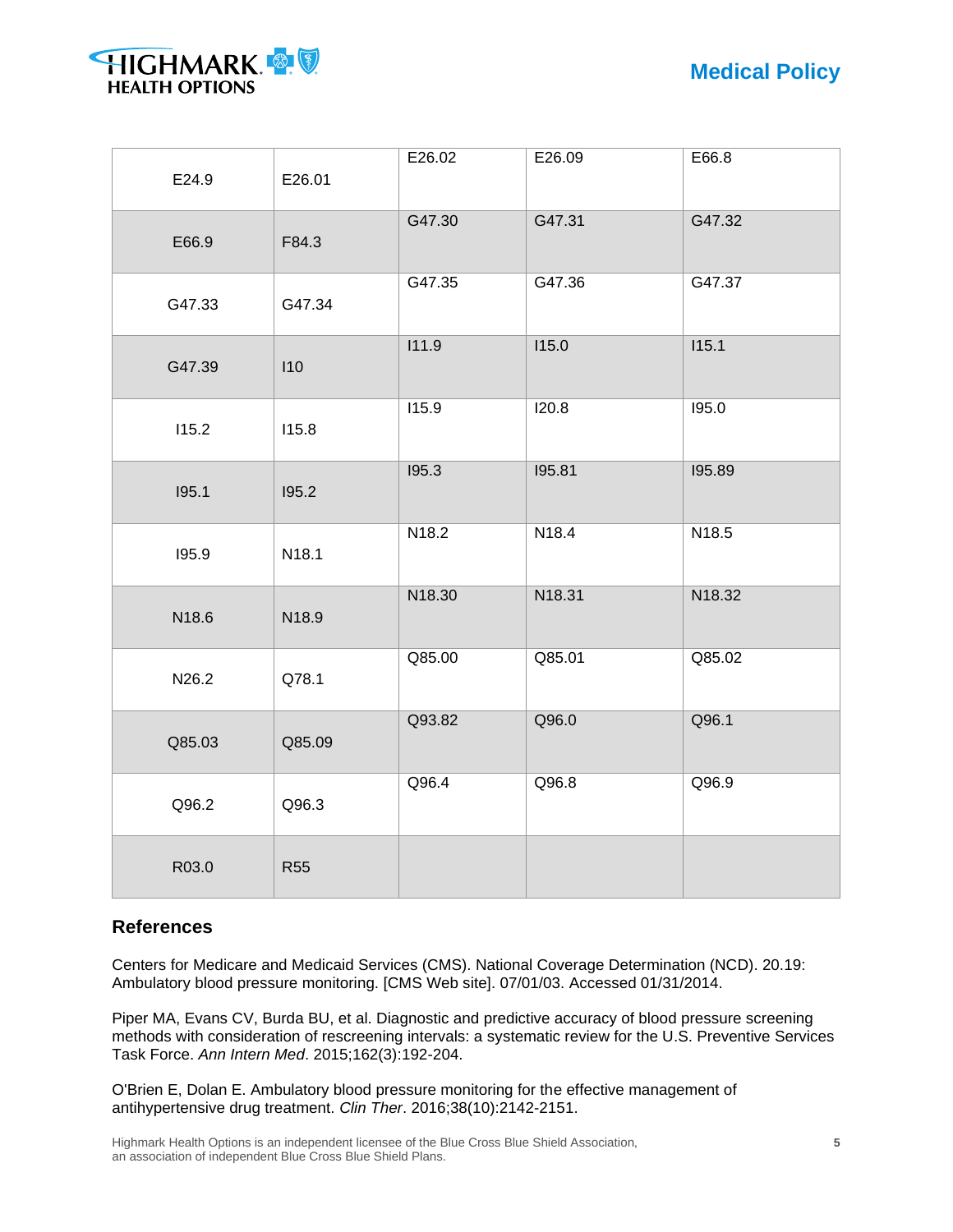| | | | | |
|---|---|---|---|---|
| E24.9 | E26.01 | E26.02 | E26.09 | E66.8 |
| E66.9 | F84.3 | G47.30 | G47.31 | G47.32 |
| G47.33 | G47.34 | G47.35 | G47.36 | G47.37 |
| G47.39 | I10 | I11.9 | I15.0 | I15.1 |
| I15.2 | I15.8 | I15.9 | I20.8 | I95.0 |
| I95.1 | I95.2 | I95.3 | I95.81 | I95.89 |
| I95.9 | N18.1 | N18.2 | N18.4 | N18.5 |
| N18.6 | N18.9 | N18.30 | N18.31 | N18.32 |
| N26.2 | Q78.1 | Q85.00 | Q85.01 | Q85.02 |
| Q85.03 | Q85.09 | Q93.82 | Q96.0 | Q96.1 |
| Q96.2 | Q96.3 | Q96.4 | Q96.8 | Q96.9 |
| R03.0 | R55 | | | |

## References

Centers for Medicare and Medicaid Services (CMS). National Coverage Determination (NCD). 20.19: Ambulatory blood pressure monitoring. [CMS Web site]. 07/01/03. Accessed 01/31/2014.

Piper MA, Evans CV, Burda BU, et al. Diagnostic and predictive accuracy of blood pressure screening methods with consideration of rescreening intervals: a systematic review for the U.S. Preventive Services Task Force. *Ann Intern Med*. 2015;162(3):192-204.

O'Brien E, Dolan E. Ambulatory blood pressure monitoring for the effective management of antihypertensive drug treatment. *Clin Ther*. 2016;38(10):2142-2151.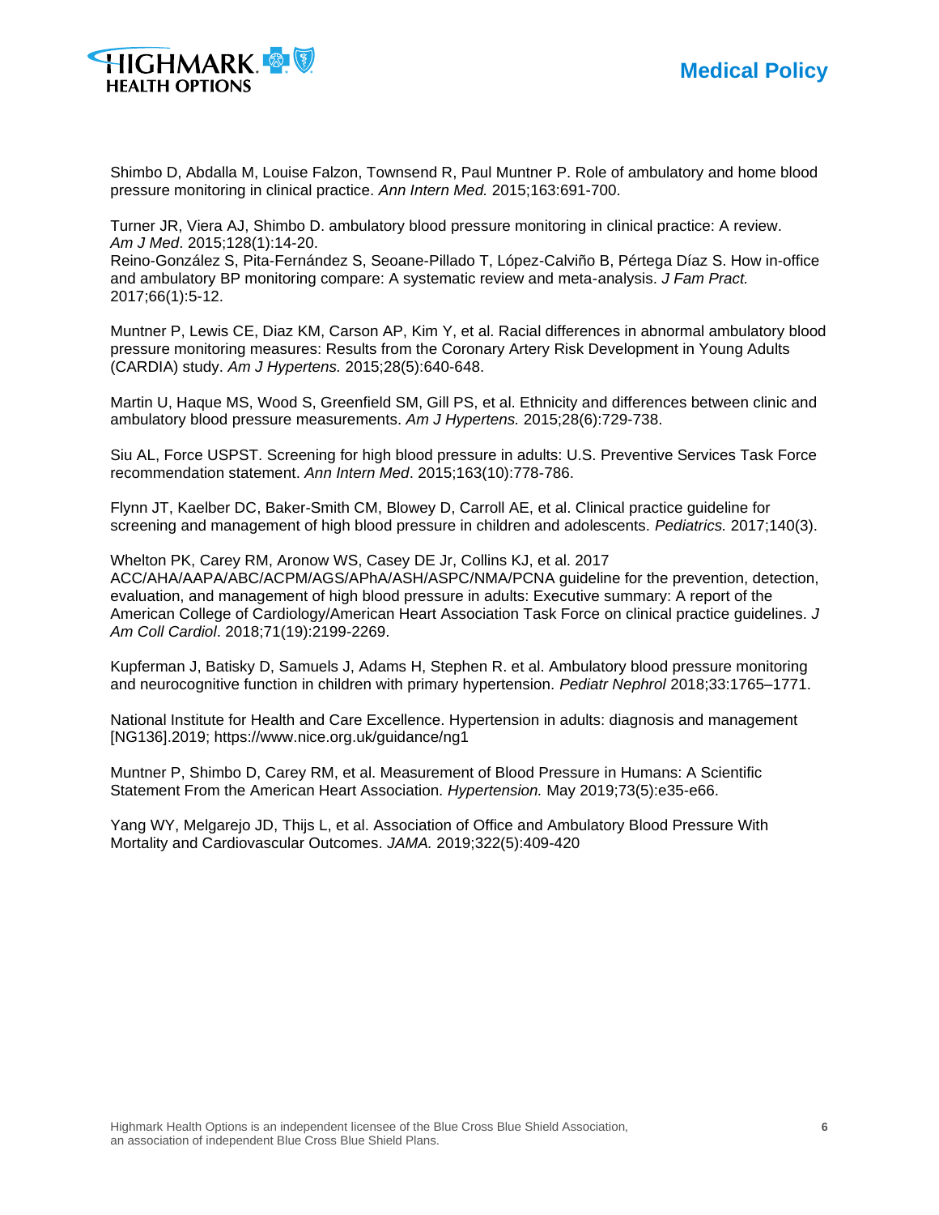Shimbo D, Abdalla M, Louise Falzon, Townsend R, Paul Muntner P. Role of ambulatory and home blood pressure monitoring in clinical practice. *Ann Intern Med.* 2015;163:691-700.

Turner JR, Viera AJ, Shimbo D. ambulatory blood pressure monitoring in clinical practice: A review. *Am J Med*. 2015;128(1):14-20.
Reino-González S, Pita-Fernández S, Seoane-Pillado T, López-Calviño B, Pértega Díaz S. How in-office and ambulatory BP monitoring compare: A systematic review and meta-analysis. *J Fam Pract.* 2017;66(1):5-12.

Muntner P, Lewis CE, Diaz KM, Carson AP, Kim Y, et al. Racial differences in abnormal ambulatory blood pressure monitoring measures: Results from the Coronary Artery Risk Development in Young Adults (CARDIA) study. *Am J Hypertens.* 2015;28(5):640-648.

Martin U, Haque MS, Wood S, Greenfield SM, Gill PS, et al. Ethnicity and differences between clinic and ambulatory blood pressure measurements. *Am J Hypertens.* 2015;28(6):729-738.

Siu AL, Force USPST. Screening for high blood pressure in adults: U.S. Preventive Services Task Force recommendation statement. *Ann Intern Med*. 2015;163(10):778-786.

Flynn JT, Kaelber DC, Baker-Smith CM, Blowey D, Carroll AE, et al. Clinical practice guideline for screening and management of high blood pressure in children and adolescents. *Pediatrics.* 2017;140(3).

Whelton PK, Carey RM, Aronow WS, Casey DE Jr, Collins KJ, et al. 2017 ACC/AHA/AAPA/ABC/ACPM/AGS/APhA/ASH/ASPC/NMA/PCNA guideline for the prevention, detection, evaluation, and management of high blood pressure in adults: Executive summary: A report of the American College of Cardiology/American Heart Association Task Force on clinical practice guidelines. *J Am Coll Cardiol*. 2018;71(19):2199-2269.

Kupferman J, Batisky D, Samuels J, Adams H, Stephen R. et al. Ambulatory blood pressure monitoring and neurocognitive function in children with primary hypertension. *Pediatr Nephrol* 2018;33:1765–1771.

National Institute for Health and Care Excellence. Hypertension in adults: diagnosis and management [NG136].2019; https://www.nice.org.uk/guidance/ng1

Muntner P, Shimbo D, Carey RM, et al. Measurement of Blood Pressure in Humans: A Scientific Statement From the American Heart Association. *Hypertension.* May 2019;73(5):e35-e66.

Yang WY, Melgarejo JD, Thijs L, et al. Association of Office and Ambulatory Blood Pressure With Mortality and Cardiovascular Outcomes. *JAMA.* 2019;322(5):409-420